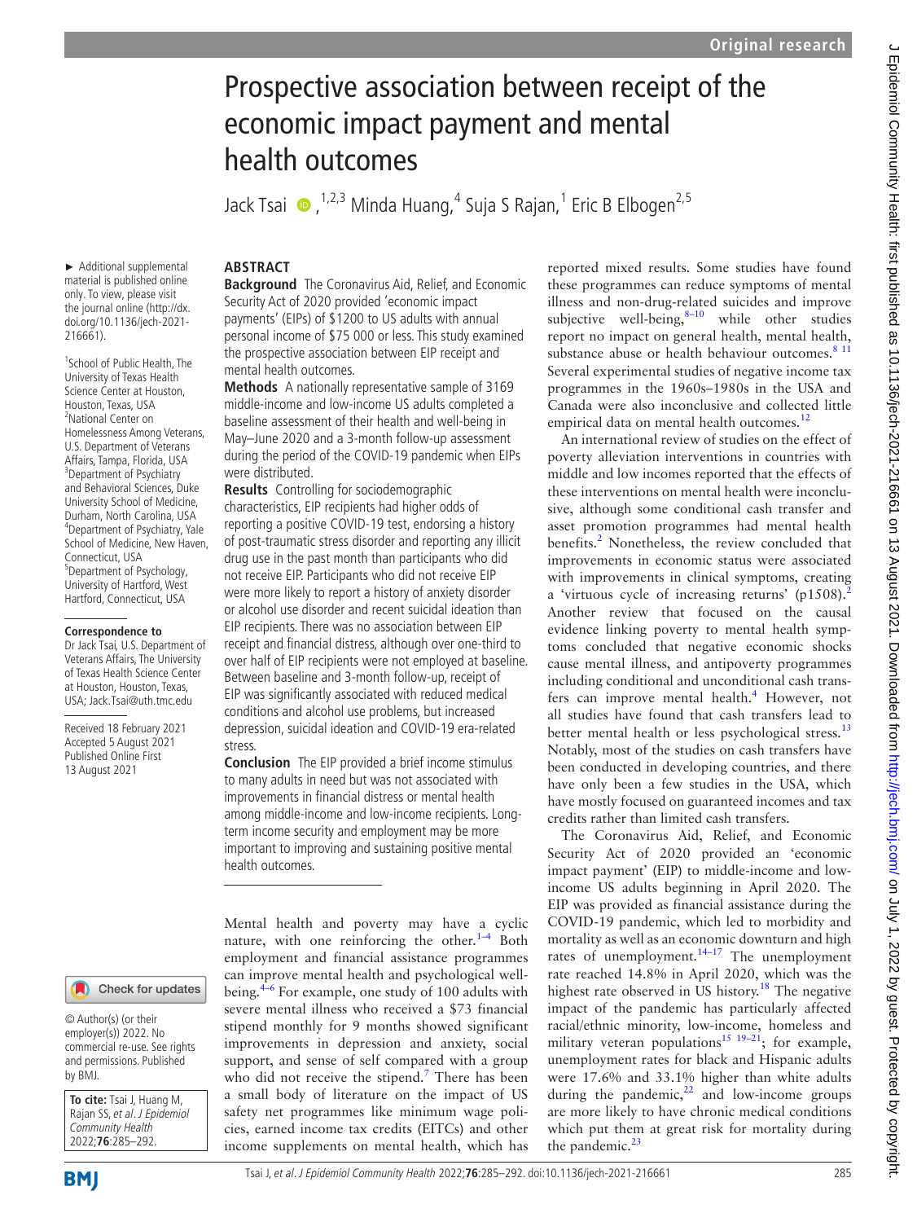# Prospective association between receipt of the economic impact payment and mental health outcomes

Jack Tsai,[1,2,3] Minda Huang,[4] Suja S Rajan,[1] Eric B Elbogen[2,5]

► Additional supplemental material is published online only. To view, please visit the journal online (http://dx.doi.org/10.1136/jech-2021-216661).

[1]School of Public Health, The University of Texas Health Science Center at Houston, Houston, Texas, USA
[2]National Center on Homelessness Among Veterans, U.S. Department of Veterans Affairs, Tampa, Florida, USA
[3]Department of Psychiatry and Behavioral Sciences, Duke University School of Medicine, Durham, North Carolina, USA
[4]Department of Psychiatry, Yale School of Medicine, New Haven, Connecticut, USA
[5]Department of Psychology, University of Hartford, West Hartford, Connecticut, USA

**Correspondence to**
Dr Jack Tsai, U.S. Department of Veterans Affairs, The University of Texas Health Science Center at Houston, Houston, Texas, USA; Jack.Tsai@uth.tmc.edu

Received 18 February 2021
Accepted 5 August 2021
Published Online First 13 August 2021

© Author(s) (or their employer(s)) 2022. No commercial re-use. See rights and permissions. Published by BMJ.

**To cite:** Tsai J, Huang M, Rajan SS, *et al*. *J Epidemiol Community Health* 2022;**76**:285–292.

## ABSTRACT

**Background** The Coronavirus Aid, Relief, and Economic Security Act of 2020 provided 'economic impact payments' (EIPs) of $1200 to US adults with annual personal income of $75 000 or less. This study examined the prospective association between EIP receipt and mental health outcomes.

**Methods** A nationally representative sample of 3169 middle-income and low-income US adults completed a baseline assessment of their health and well-being in May–June 2020 and a 3-month follow-up assessment during the period of the COVID-19 pandemic when EIPs were distributed.

**Results** Controlling for sociodemographic characteristics, EIP recipients had higher odds of reporting a positive COVID-19 test, endorsing a history of post-traumatic stress disorder and reporting any illicit drug use in the past month than participants who did not receive EIP. Participants who did not receive EIP were more likely to report a history of anxiety disorder or alcohol use disorder and recent suicidal ideation than EIP recipients. There was no association between EIP receipt and financial distress, although over one-third to over half of EIP recipients were not employed at baseline. Between baseline and 3-month follow-up, receipt of EIP was significantly associated with reduced medical conditions and alcohol use problems, but increased depression, suicidal ideation and COVID-19 era-related stress.

**Conclusion** The EIP provided a brief income stimulus to many adults in need but was not associated with improvements in financial distress or mental health among middle-income and low-income recipients. Long-term income security and employment may be more important to improving and sustaining positive mental health outcomes.

Mental health and poverty may have a cyclic nature, with one reinforcing the other.[1–4] Both employment and financial assistance programmes can improve mental health and psychological well-being.[4–6] For example, one study of 100 adults with severe mental illness who received a $73 financial stipend monthly for 9 months showed significant improvements in depression and anxiety, social support, and sense of self compared with a group who did not receive the stipend.[7] There has been a small body of literature on the impact of US safety net programmes like minimum wage policies, earned income tax credits (EITCs) and other income supplements on mental health, which has reported mixed results. Some studies have found these programmes can reduce symptoms of mental illness and non-drug-related suicides and improve subjective well-being,[8–10] while other studies report no impact on general health, mental health, substance abuse or health behaviour outcomes.[8 11] Several experimental studies of negative income tax programmes in the 1960s–1980s in the USA and Canada were also inconclusive and collected little empirical data on mental health outcomes.[12]

An international review of studies on the effect of poverty alleviation interventions in countries with middle and low incomes reported that the effects of these interventions on mental health were inconclusive, although some conditional cash transfer and asset promotion programmes had mental health benefits.[2] Nonetheless, the review concluded that improvements in economic status were associated with improvements in clinical symptoms, creating a 'virtuous cycle of increasing returns' (p1508).[2] Another review that focused on the causal evidence linking poverty to mental health symptoms concluded that negative economic shocks cause mental illness, and antipoverty programmes including conditional and unconditional cash transfers can improve mental health.[4] However, not all studies have found that cash transfers lead to better mental health or less psychological stress.[13] Notably, most of the studies on cash transfers have been conducted in developing countries, and there have only been a few studies in the USA, which have mostly focused on guaranteed incomes and tax credits rather than limited cash transfers.

The Coronavirus Aid, Relief, and Economic Security Act of 2020 provided an 'economic impact payment' (EIP) to middle-income and low-income US adults beginning in April 2020. The EIP was provided as financial assistance during the COVID-19 pandemic, which led to morbidity and mortality as well as an economic downturn and high rates of unemployment.[14–17] The unemployment rate reached 14.8% in April 2020, which was the highest rate observed in US history.[18] The negative impact of the pandemic has particularly affected racial/ethnic minority, low-income, homeless and military veteran populations[15 19–21]; for example, unemployment rates for black and Hispanic adults were 17.6% and 33.1% higher than white adults during the pandemic,[22] and low-income groups are more likely to have chronic medical conditions which put them at great risk for mortality during the pandemic.[23]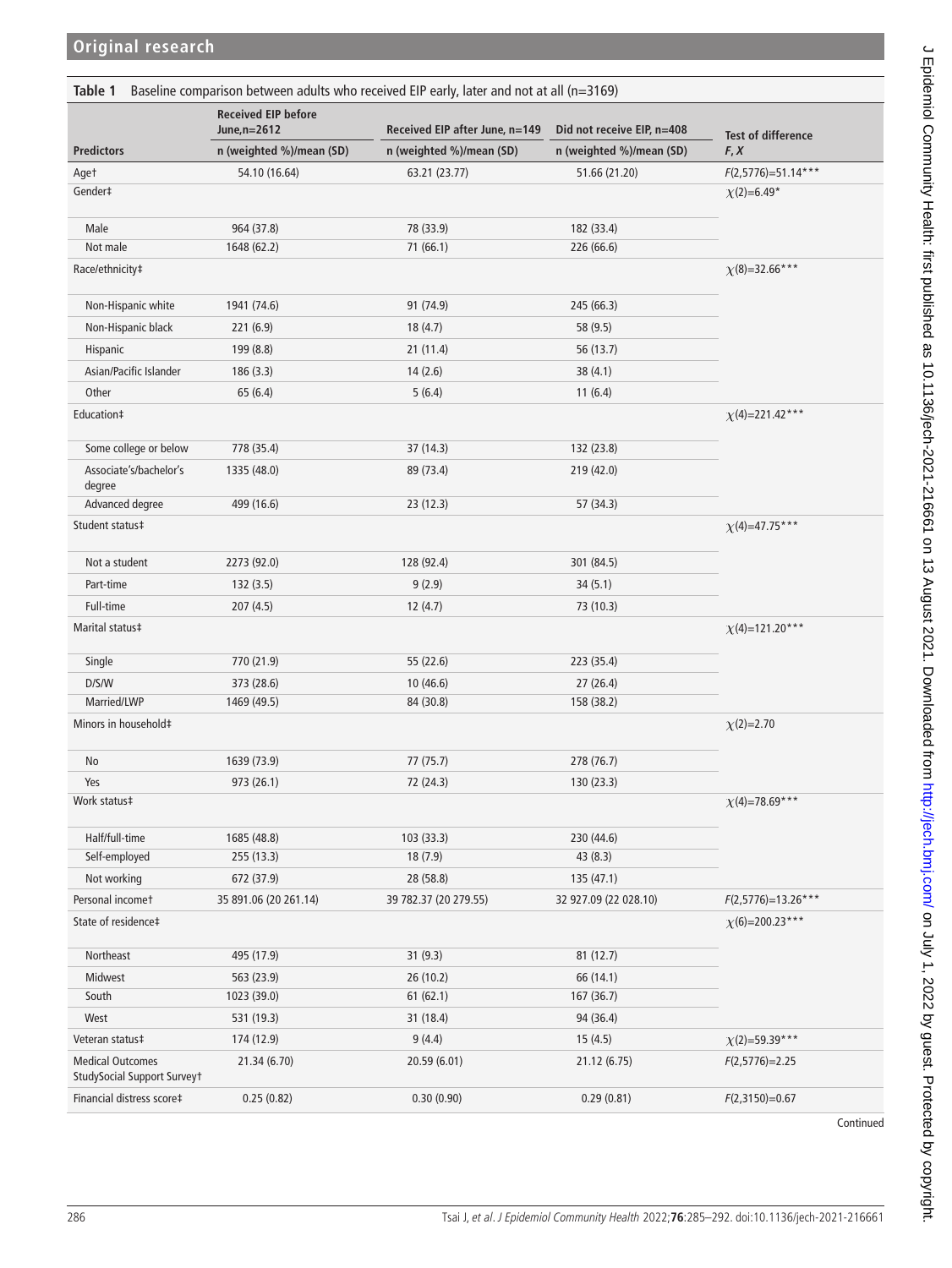**Table 1** Baseline comparison between adults who received EIP early, later and not at all (n=3169)

| Predictors | Received EIP before June, n=2612 | Received EIP after June, n=149 | Did not receive EIP, n=408 | Test of difference |
|---|---|---|---|---|
| | n (weighted %)/mean (SD) | n (weighted %)/mean (SD) | n (weighted %)/mean (SD) | *F*, *X* |
| Age† | 54.10 (16.64) | 63.21 (23.77) | 51.66 (21.20) | $F(2,5776)=51.14^{***}$ |
| Gender‡ | | | | $\chi(2)=6.49^{*}$ |
| Male | 964 (37.8) | 78 (33.9) | 182 (33.4) | |
| Not male | 1648 (62.2) | 71 (66.1) | 226 (66.6) | |
| Race/ethnicity‡ | | | | $\chi(8)=32.66^{***}$ |
| Non-Hispanic white | 1941 (74.6) | 91 (74.9) | 245 (66.3) | |
| Non-Hispanic black | 221 (6.9) | 18 (4.7) | 58 (9.5) | |
| Hispanic | 199 (8.8) | 21 (11.4) | 56 (13.7) | |
| Asian/Pacific Islander | 186 (3.3) | 14 (2.6) | 38 (4.1) | |
| Other | 65 (6.4) | 5 (6.4) | 11 (6.4) | |
| Education‡ | | | | $\chi(4)=221.42^{***}$ |
| Some college or below | 778 (35.4) | 37 (14.3) | 132 (23.8) | |
| Associate's/bachelor's degree | 1335 (48.0) | 89 (73.4) | 219 (42.0) | |
| Advanced degree | 499 (16.6) | 23 (12.3) | 57 (34.3) | |
| Student status‡ | | | | $\chi(4)=47.75^{***}$ |
| Not a student | 2273 (92.0) | 128 (92.4) | 301 (84.5) | |
| Part-time | 132 (3.5) | 9 (2.9) | 34 (5.1) | |
| Full-time | 207 (4.5) | 12 (4.7) | 73 (10.3) | |
| Marital status‡ | | | | $\chi(4)=121.20^{***}$ |
| Single | 770 (21.9) | 55 (22.6) | 223 (35.4) | |
| D/S/W | 373 (28.6) | 10 (46.6) | 27 (26.4) | |
| Married/LWP | 1469 (49.5) | 84 (30.8) | 158 (38.2) | |
| Minors in household‡ | | | | $\chi(2)=2.70$ |
| No | 1639 (73.9) | 77 (75.7) | 278 (76.7) | |
| Yes | 973 (26.1) | 72 (24.3) | 130 (23.3) | |
| Work status‡ | | | | $\chi(4)=78.69^{***}$ |
| Half/full-time | 1685 (48.8) | 103 (33.3) | 230 (44.6) | |
| Self-employed | 255 (13.3) | 18 (7.9) | 43 (8.3) | |
| Not working | 672 (37.9) | 28 (58.8) | 135 (47.1) | |
| Personal income† | 35 891.06 (20 261.14) | 39 782.37 (20 279.55) | 32 927.09 (22 028.10) | $F(2,5776)=13.26^{***}$ |
| State of residence‡ | | | | $\chi(6)=200.23^{***}$ |
| Northeast | 495 (17.9) | 31 (9.3) | 81 (12.7) | |
| Midwest | 563 (23.9) | 26 (10.2) | 66 (14.1) | |
| South | 1023 (39.0) | 61 (62.1) | 167 (36.7) | |
| West | 531 (19.3) | 31 (18.4) | 94 (36.4) | |
| Veteran status‡ | 174 (12.9) | 9 (4.4) | 15 (4.5) | $\chi(2)=59.39^{***}$ |
| Medical Outcomes StudySocial Support Survey† | 21.34 (6.70) | 20.59 (6.01) | 21.12 (6.75) | $F(2,5776)=2.25$ |
| Financial distress score‡ | 0.25 (0.82) | 0.30 (0.90) | 0.29 (0.81) | $F(2,3150)=0.67$ |

Continued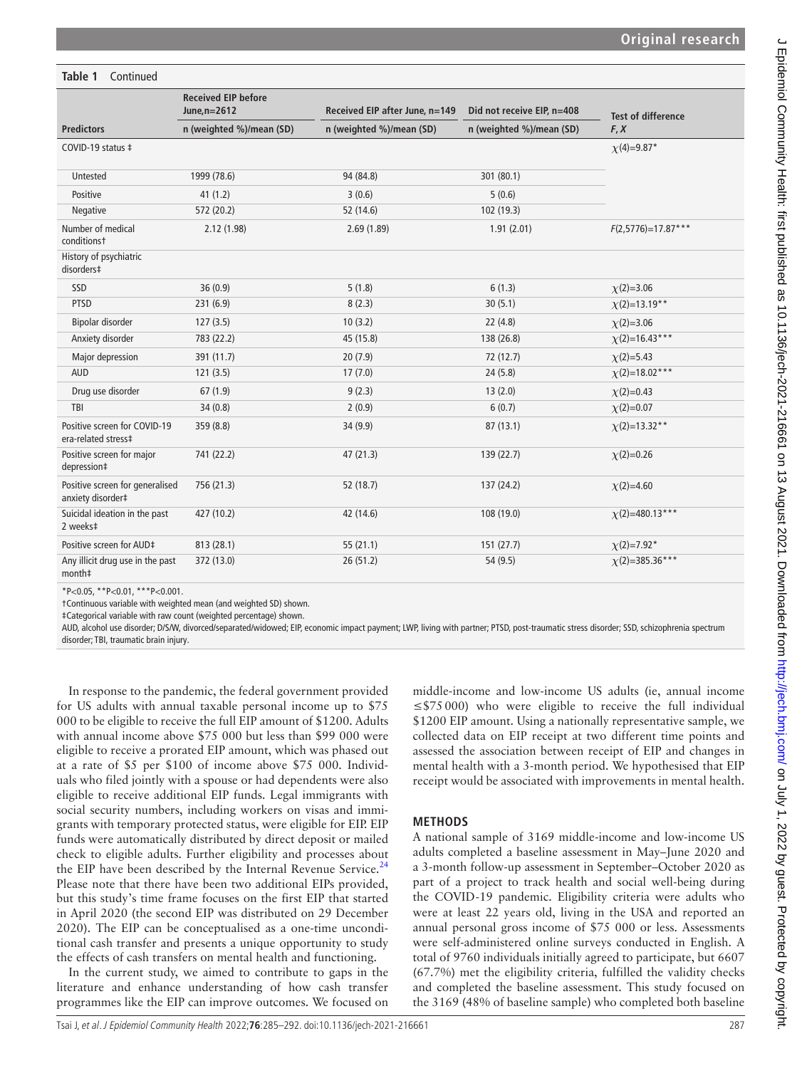**Table 1** Continued

| Predictors | Received EIP before June, n=2612 | Received EIP after June, n=149 | Did not receive EIP, n=408 | Test of difference |
|---|---|---|---|---|
| | n (weighted %)/mean (SD) | n (weighted %)/mean (SD) | n (weighted %)/mean (SD) | F, X |
| COVID-19 status ‡ | | | | $\chi(4)$=9.87* |
| Untested | 1999 (78.6) | 94 (84.8) | 301 (80.1) | |
| Positive | 41 (1.2) | 3 (0.6) | 5 (0.6) | |
| Negative | 572 (20.2) | 52 (14.6) | 102 (19.3) | |
| Number of medical conditions† | 2.12 (1.98) | 2.69 (1.89) | 1.91 (2.01) | $F(2,5776)$=17.87*** |
| History of psychiatric disorders‡ | | | | |
| SSD | 36 (0.9) | 5 (1.8) | 6 (1.3) | $\chi(2)$=3.06 |
| PTSD | 231 (6.9) | 8 (2.3) | 30 (5.1) | $\chi(2)$=13.19** |
| Bipolar disorder | 127 (3.5) | 10 (3.2) | 22 (4.8) | $\chi(2)$=3.06 |
| Anxiety disorder | 783 (22.2) | 45 (15.8) | 138 (26.8) | $\chi(2)$=16.43*** |
| Major depression | 391 (11.7) | 20 (7.9) | 72 (12.7) | $\chi(2)$=5.43 |
| AUD | 121 (3.5) | 17 (7.0) | 24 (5.8) | $\chi(2)$=18.02*** |
| Drug use disorder | 67 (1.9) | 9 (2.3) | 13 (2.0) | $\chi(2)$=0.43 |
| TBI | 34 (0.8) | 2 (0.9) | 6 (0.7) | $\chi(2)$=0.07 |
| Positive screen for COVID-19 era-related stress‡ | 359 (8.8) | 34 (9.9) | 87 (13.1) | $\chi(2)$=13.32** |
| Positive screen for major depression‡ | 741 (22.2) | 47 (21.3) | 139 (22.7) | $\chi(2)$=0.26 |
| Positive screen for generalised anxiety disorder‡ | 756 (21.3) | 52 (18.7) | 137 (24.2) | $\chi(2)$=4.60 |
| Suicidal ideation in the past 2 weeks‡ | 427 (10.2) | 42 (14.6) | 108 (19.0) | $\chi(2)$=480.13*** |
| Positive screen for AUD‡ | 813 (28.1) | 55 (21.1) | 151 (27.7) | $\chi(2)$=7.92* |
| Any illicit drug use in the past month‡ | 372 (13.0) | 26 (51.2) | 54 (9.5) | $\chi(2)$=385.36*** |

*P<0.05, **P<0.01, ***P<0.001.

†Continuous variable with weighted mean (and weighted SD) shown.

‡Categorical variable with raw count (weighted percentage) shown.

AUD, alcohol use disorder; D/S/W, divorced/separated/widowed; EIP, economic impact payment; LWP, living with partner; PTSD, post-traumatic stress disorder; SSD, schizophrenia spectrum disorder; TBI, traumatic brain injury.

In response to the pandemic, the federal government provided for US adults with annual taxable personal income up to \$75 000 to be eligible to receive the full EIP amount of \$1200. Adults with annual income above \$75 000 but less than \$99 000 were eligible to receive a prorated EIP amount, which was phased out at a rate of \$5 per \$100 of income above \$75 000. Individuals who filed jointly with a spouse or had dependents were also eligible to receive additional EIP funds. Legal immigrants with social security numbers, including workers on visas and immigrants with temporary protected status, were eligible for EIP. EIP funds were automatically distributed by direct deposit or mailed check to eligible adults. Further eligibility and processes about the EIP have been described by the Internal Revenue Service.[24] Please note that there have been two additional EIPs provided, but this study's time frame focuses on the first EIP that started in April 2020 (the second EIP was distributed on 29 December 2020). The EIP can be conceptualised as a one-time unconditional cash transfer and presents a unique opportunity to study the effects of cash transfers on mental health and functioning.

In the current study, we aimed to contribute to gaps in the literature and enhance understanding of how cash transfer programmes like the EIP can improve outcomes. We focused on middle-income and low-income US adults (ie, annual income ≤\$75 000) who were eligible to receive the full individual \$1200 EIP amount. Using a nationally representative sample, we collected data on EIP receipt at two different time points and assessed the association between receipt of EIP and changes in mental health with a 3-month period. We hypothesised that EIP receipt would be associated with improvements in mental health.

## METHODS

A national sample of 3169 middle-income and low-income US adults completed a baseline assessment in May–June 2020 and a 3-month follow-up assessment in September–October 2020 as part of a project to track health and social well-being during the COVID-19 pandemic. Eligibility criteria were adults who were at least 22 years old, living in the USA and reported an annual personal gross income of \$75 000 or less. Assessments were self-administered online surveys conducted in English. A total of 9760 individuals initially agreed to participate, but 6607 (67.7%) met the eligibility criteria, fulfilled the validity checks and completed the baseline assessment. This study focused on the 3169 (48% of baseline sample) who completed both baseline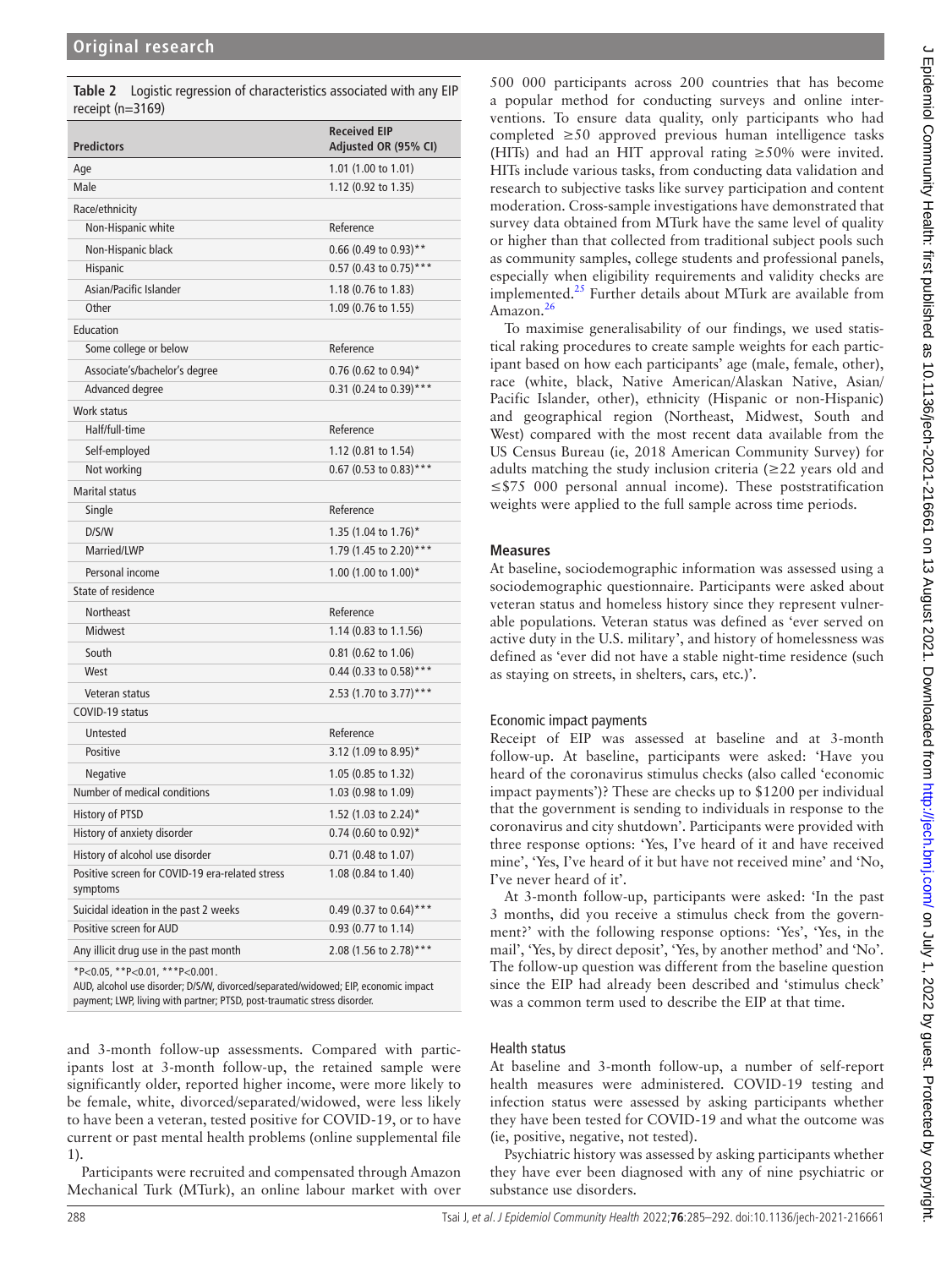**Table 2** Logistic regression of characteristics associated with any EIP receipt (n=3169)

| Predictors | Received EIP Adjusted OR (95% CI) |
|---|---|
| Age | 1.01 (1.00 to 1.01) |
| Male | 1.12 (0.92 to 1.35) |
| Race/ethnicity | |
| Non-Hispanic white | Reference |
| Non-Hispanic black | 0.66 (0.49 to 0.93)** |
| Hispanic | 0.57 (0.43 to 0.75)*** |
| Asian/Pacific Islander | 1.18 (0.76 to 1.83) |
| Other | 1.09 (0.76 to 1.55) |
| Education | |
| Some college or below | Reference |
| Associate's/bachelor's degree | 0.76 (0.62 to 0.94)* |
| Advanced degree | 0.31 (0.24 to 0.39)*** |
| Work status | |
| Half/full-time | Reference |
| Self-employed | 1.12 (0.81 to 1.54) |
| Not working | 0.67 (0.53 to 0.83)*** |
| Marital status | |
| Single | Reference |
| D/S/W | 1.35 (1.04 to 1.76)* |
| Married/LWP | 1.79 (1.45 to 2.20)*** |
| Personal income | 1.00 (1.00 to 1.00)* |
| State of residence | |
| Northeast | Reference |
| Midwest | 1.14 (0.83 to 1.1.56) |
| South | 0.81 (0.62 to 1.06) |
| West | 0.44 (0.33 to 0.58)*** |
| Veteran status | 2.53 (1.70 to 3.77)*** |
| COVID-19 status | |
| Untested | Reference |
| Positive | 3.12 (1.09 to 8.95)* |
| Negative | 1.05 (0.85 to 1.32) |
| Number of medical conditions | 1.03 (0.98 to 1.09) |
| History of PTSD | 1.52 (1.03 to 2.24)* |
| History of anxiety disorder | 0.74 (0.60 to 0.92)* |
| History of alcohol use disorder | 0.71 (0.48 to 1.07) |
| Positive screen for COVID-19 era-related stress symptoms | 1.08 (0.84 to 1.40) |
| Suicidal ideation in the past 2 weeks | 0.49 (0.37 to 0.64)*** |
| Positive screen for AUD | 0.93 (0.77 to 1.14) |
| Any illicit drug use in the past month | 2.08 (1.56 to 2.78)*** |

*P<0.05, **P<0.01, ***P<0.001.
AUD, alcohol use disorder; D/S/W, divorced/separated/widowed; EIP, economic impact payment; LWP, living with partner; PTSD, post-traumatic stress disorder.

and 3-month follow-up assessments. Compared with participants lost at 3-month follow-up, the retained sample were significantly older, reported higher income, were more likely to be female, white, divorced/separated/widowed, were less likely to have been a veteran, tested positive for COVID-19, or to have current or past mental health problems (online supplemental file 1).

Participants were recruited and compensated through Amazon Mechanical Turk (MTurk), an online labour market with over 500 000 participants across 200 countries that has become a popular method for conducting surveys and online interventions. To ensure data quality, only participants who had completed ≥50 approved previous human intelligence tasks (HITs) and had an HIT approval rating ≥50% were invited. HITs include various tasks, from conducting data validation and research to subjective tasks like survey participation and content moderation. Cross-sample investigations have demonstrated that survey data obtained from MTurk have the same level of quality or higher than that collected from traditional subject pools such as community samples, college students and professional panels, especially when eligibility requirements and validity checks are implemented.[25] Further details about MTurk are available from Amazon.[26]

To maximise generalisability of our findings, we used statistical raking procedures to create sample weights for each participant based on how each participants' age (male, female, other), race (white, black, Native American/Alaskan Native, Asian/Pacific Islander, other), ethnicity (Hispanic or non-Hispanic) and geographical region (Northeast, Midwest, South and West) compared with the most recent data available from the US Census Bureau (ie, 2018 American Community Survey) for adults matching the study inclusion criteria (≥22 years old and ≤$75 000 personal annual income). These poststratification weights were applied to the full sample across time periods.

## Measures

At baseline, sociodemographic information was assessed using a sociodemographic questionnaire. Participants were asked about veteran status and homeless history since they represent vulnerable populations. Veteran status was defined as 'ever served on active duty in the U.S. military', and history of homelessness was defined as 'ever did not have a stable night-time residence (such as staying on streets, in shelters, cars, etc.)'.

### Economic impact payments

Receipt of EIP was assessed at baseline and at 3-month follow-up. At baseline, participants were asked: 'Have you heard of the coronavirus stimulus checks (also called 'economic impact payments')? These are checks up to $1200 per individual that the government is sending to individuals in response to the coronavirus and city shutdown'. Participants were provided with three response options: 'Yes, I've heard of it and have received mine', 'Yes, I've heard of it but have not received mine' and 'No, I've never heard of it'.

At 3-month follow-up, participants were asked: 'In the past 3 months, did you receive a stimulus check from the government?' with the following response options: 'Yes', 'Yes, in the mail', 'Yes, by direct deposit', 'Yes, by another method' and 'No'. The follow-up question was different from the baseline question since the EIP had already been described and 'stimulus check' was a common term used to describe the EIP at that time.

### Health status

At baseline and 3-month follow-up, a number of self-report health measures were administered. COVID-19 testing and infection status were assessed by asking participants whether they have been tested for COVID-19 and what the outcome was (ie, positive, negative, not tested).

Psychiatric history was assessed by asking participants whether they have ever been diagnosed with any of nine psychiatric or substance use disorders.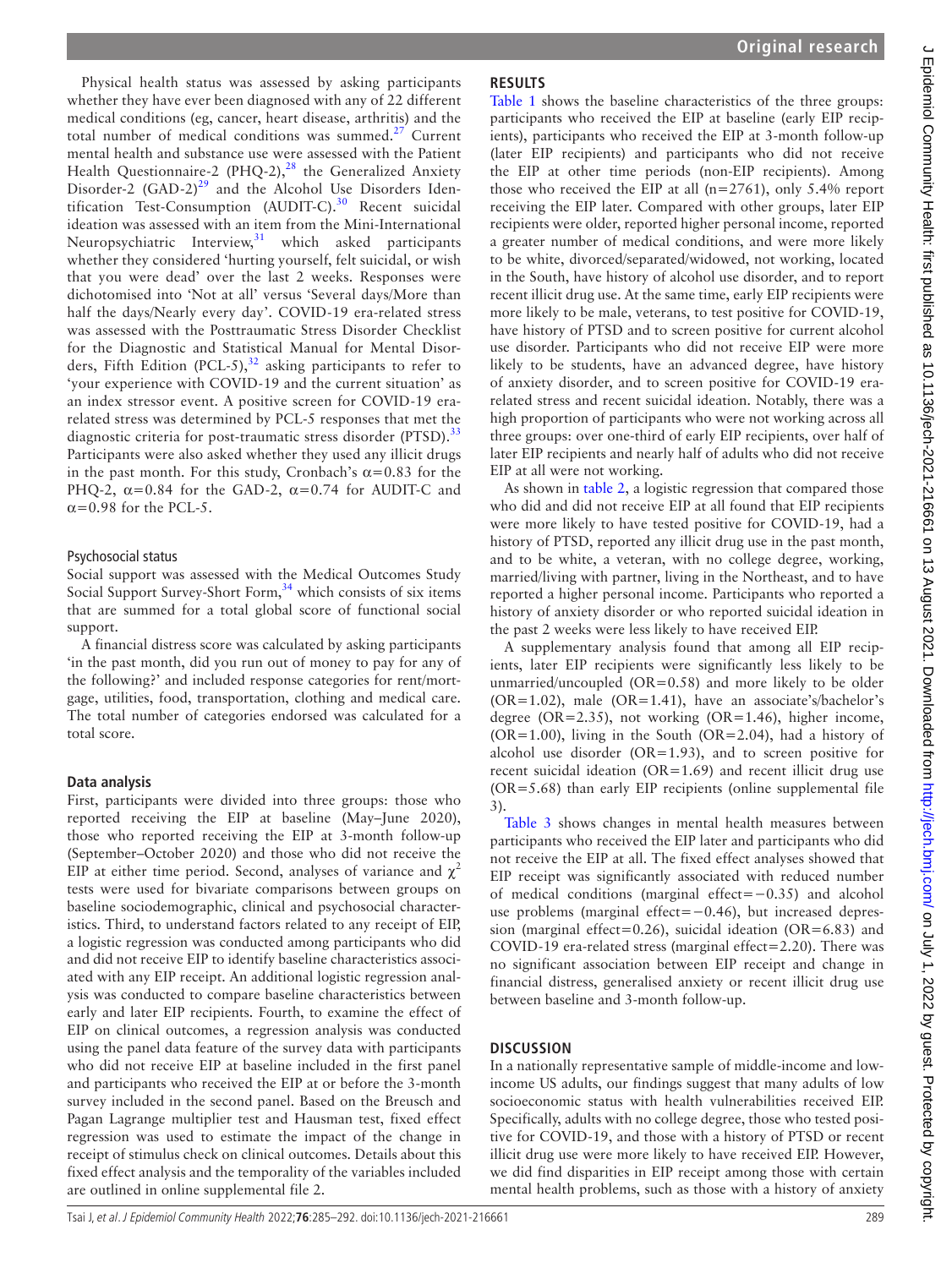Physical health status was assessed by asking participants whether they have ever been diagnosed with any of 22 different medical conditions (eg, cancer, heart disease, arthritis) and the total number of medical conditions was summed.[27] Current mental health and substance use were assessed with the Patient Health Questionnaire-2 (PHQ-2),[28] the Generalized Anxiety Disorder-2 (GAD-2)[29] and the Alcohol Use Disorders Identification Test-Consumption (AUDIT-C).[30] Recent suicidal ideation was assessed with an item from the Mini-International Neuropsychiatric Interview,[31] which asked participants whether they considered 'hurting yourself, felt suicidal, or wish that you were dead' over the last 2 weeks. Responses were dichotomised into 'Not at all' versus 'Several days/More than half the days/Nearly every day'. COVID-19 era-related stress was assessed with the Posttraumatic Stress Disorder Checklist for the Diagnostic and Statistical Manual for Mental Disorders, Fifth Edition (PCL-5),[32] asking participants to refer to 'your experience with COVID-19 and the current situation' as an index stressor event. A positive screen for COVID-19 era-related stress was determined by PCL-5 responses that met the diagnostic criteria for post-traumatic stress disorder (PTSD).[33] Participants were also asked whether they used any illicit drugs in the past month. For this study, Cronbach's $\alpha$=0.83 for the PHQ-2, $\alpha$=0.84 for the GAD-2, $\alpha$=0.74 for AUDIT-C and $\alpha$=0.98 for the PCL-5.

### Psychosocial status

Social support was assessed with the Medical Outcomes Study Social Support Survey-Short Form,[34] which consists of six items that are summed for a total global score of functional social support.

A financial distress score was calculated by asking participants 'in the past month, did you run out of money to pay for any of the following?' and included response categories for rent/mortgage, utilities, food, transportation, clothing and medical care. The total number of categories endorsed was calculated for a total score.

### Data analysis

First, participants were divided into three groups: those who reported receiving the EIP at baseline (May–June 2020), those who reported receiving the EIP at 3-month follow-up (September–October 2020) and those who did not receive the EIP at either time period. Second, analyses of variance and $\chi^2$ tests were used for bivariate comparisons between groups on baseline sociodemographic, clinical and psychosocial characteristics. Third, to understand factors related to any receipt of EIP, a logistic regression was conducted among participants who did and did not receive EIP to identify baseline characteristics associated with any EIP receipt. An additional logistic regression analysis was conducted to compare baseline characteristics between early and later EIP recipients. Fourth, to examine the effect of EIP on clinical outcomes, a regression analysis was conducted using the panel data feature of the survey data with participants who did not receive EIP at baseline included in the first panel and participants who received the EIP at or before the 3-month survey included in the second panel. Based on the Breusch and Pagan Lagrange multiplier test and Hausman test, fixed effect regression was used to estimate the impact of the change in receipt of stimulus check on clinical outcomes. Details about this fixed effect analysis and the temporality of the variables included are outlined in online supplemental file 2.

## RESULTS

Table 1 shows the baseline characteristics of the three groups: participants who received the EIP at baseline (early EIP recipients), participants who received the EIP at 3-month follow-up (later EIP recipients) and participants who did not receive the EIP at other time periods (non-EIP recipients). Among those who received the EIP at all (n=2761), only 5.4% report receiving the EIP later. Compared with other groups, later EIP recipients were older, reported higher personal income, reported a greater number of medical conditions, and were more likely to be white, divorced/separated/widowed, not working, located in the South, have history of alcohol use disorder, and to report recent illicit drug use. At the same time, early EIP recipients were more likely to be male, veterans, to test positive for COVID-19, have history of PTSD and to screen positive for current alcohol use disorder. Participants who did not receive EIP were more likely to be students, have an advanced degree, have history of anxiety disorder, and to screen positive for COVID-19 era-related stress and recent suicidal ideation. Notably, there was a high proportion of participants who were not working across all three groups: over one-third of early EIP recipients, over half of later EIP recipients and nearly half of adults who did not receive EIP at all were not working.

As shown in table 2, a logistic regression that compared those who did and did not receive EIP at all found that EIP recipients were more likely to have tested positive for COVID-19, had a history of PTSD, reported any illicit drug use in the past month, and to be white, a veteran, with no college degree, working, married/living with partner, living in the Northeast, and to have reported a higher personal income. Participants who reported a history of anxiety disorder or who reported suicidal ideation in the past 2 weeks were less likely to have received EIP.

A supplementary analysis found that among all EIP recipients, later EIP recipients were significantly less likely to be unmarried/uncoupled (OR=0.58) and more likely to be older (OR=1.02), male (OR=1.41), have an associate's/bachelor's degree (OR=2.35), not working (OR=1.46), higher income, (OR=1.00), living in the South (OR=2.04), had a history of alcohol use disorder (OR=1.93), and to screen positive for recent suicidal ideation (OR=1.69) and recent illicit drug use (OR=5.68) than early EIP recipients (online supplemental file 3).

Table 3 shows changes in mental health measures between participants who received the EIP later and participants who did not receive the EIP at all. The fixed effect analyses showed that EIP receipt was significantly associated with reduced number of medical conditions (marginal effect=−0.35) and alcohol use problems (marginal effect=−0.46), but increased depression (marginal effect=0.26), suicidal ideation (OR=6.83) and COVID-19 era-related stress (marginal effect=2.20). There was no significant association between EIP receipt and change in financial distress, generalised anxiety or recent illicit drug use between baseline and 3-month follow-up.

## DISCUSSION

In a nationally representative sample of middle-income and low-income US adults, our findings suggest that many adults of low socioeconomic status with health vulnerabilities received EIP. Specifically, adults with no college degree, those who tested positive for COVID-19, and those with a history of PTSD or recent illicit drug use were more likely to have received EIP. However, we did find disparities in EIP receipt among those with certain mental health problems, such as those with a history of anxiety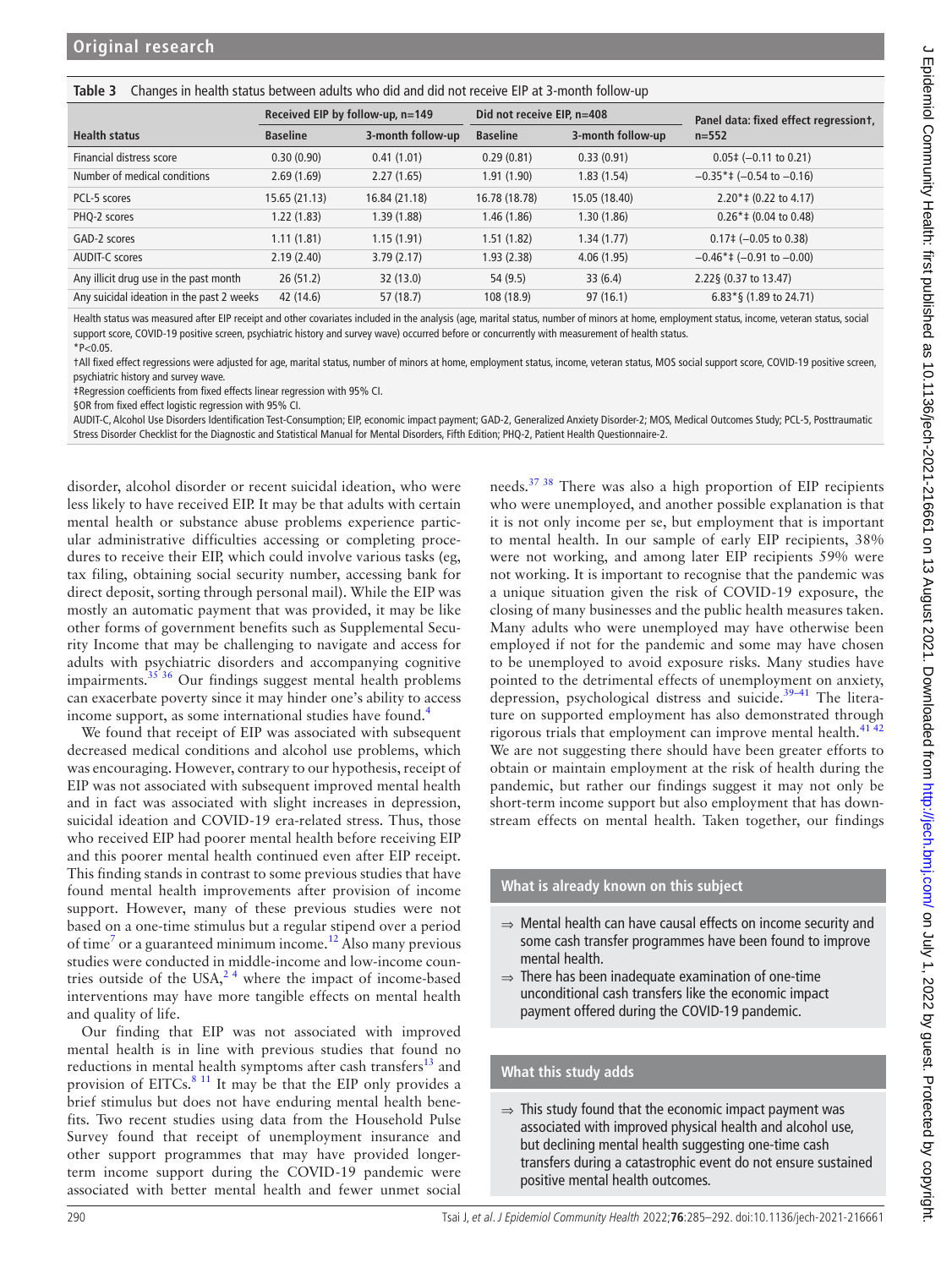**Table 3** Changes in health status between adults who did and did not receive EIP at 3-month follow-up

| | Received EIP by follow-up, n=149 | | Did not receive EIP, n=408 | | Panel data: fixed effect regression†, n=552 |
|---|---|---|---|---|---|
| **Health status** | **Baseline** | **3-month follow-up** | **Baseline** | **3-month follow-up** | |
| Financial distress score | 0.30 (0.90) | 0.41 (1.01) | 0.29 (0.81) | 0.33 (0.91) | 0.05‡ (−0.11 to 0.21) |
| Number of medical conditions | 2.69 (1.69) | 2.27 (1.65) | 1.91 (1.90) | 1.83 (1.54) | −0.35*‡ (−0.54 to −0.16) |
| PCL-5 scores | 15.65 (21.13) | 16.84 (21.18) | 16.78 (18.78) | 15.05 (18.40) | 2.20*‡ (0.22 to 4.17) |
| PHQ-2 scores | 1.22 (1.83) | 1.39 (1.88) | 1.46 (1.86) | 1.30 (1.86) | 0.26*‡ (0.04 to 0.48) |
| GAD-2 scores | 1.11 (1.81) | 1.15 (1.91) | 1.51 (1.82) | 1.34 (1.77) | 0.17‡ (−0.05 to 0.38) |
| AUDIT-C scores | 2.19 (2.40) | 3.79 (2.17) | 1.93 (2.38) | 4.06 (1.95) | −0.46*‡ (−0.91 to −0.00) |
| Any illicit drug use in the past month | 26 (51.2) | 32 (13.0) | 54 (9.5) | 33 (6.4) | 2.22§ (0.37 to 13.47) |
| Any suicidal ideation in the past 2 weeks | 42 (14.6) | 57 (18.7) | 108 (18.9) | 97 (16.1) | 6.83*§ (1.89 to 24.71) |

Health status was measured after EIP receipt and other covariates included in the analysis (age, marital status, number of minors at home, employment status, income, veteran status, social support score, COVID-19 positive screen, psychiatric history and survey wave) occurred before or concurrently with measurement of health status.
*P<0.05.
†All fixed effect regressions were adjusted for age, marital status, number of minors at home, employment status, income, veteran status, MOS social support score, COVID-19 positive screen, psychiatric history and survey wave.
‡Regression coefficients from fixed effects linear regression with 95% CI.
§OR from fixed effect logistic regression with 95% CI.
AUDIT-C, Alcohol Use Disorders Identification Test-Consumption; EIP, economic impact payment; GAD-2, Generalized Anxiety Disorder-2; MOS, Medical Outcomes Study; PCL-5, Posttraumatic Stress Disorder Checklist for the Diagnostic and Statistical Manual for Mental Disorders, Fifth Edition; PHQ-2, Patient Health Questionnaire-2.

disorder, alcohol disorder or recent suicidal ideation, who were less likely to have received EIP. It may be that adults with certain mental health or substance abuse problems experience particular administrative difficulties accessing or completing procedures to receive their EIP, which could involve various tasks (eg, tax filing, obtaining social security number, accessing bank for direct deposit, sorting through personal mail). While the EIP was mostly an automatic payment that was provided, it may be like other forms of government benefits such as Supplemental Security Income that may be challenging to navigate and access for adults with psychiatric disorders and accompanying cognitive impairments.[35,36] Our findings suggest mental health problems can exacerbate poverty since it may hinder one's ability to access income support, as some international studies have found.[4]

We found that receipt of EIP was associated with subsequent decreased medical conditions and alcohol use problems, which was encouraging. However, contrary to our hypothesis, receipt of EIP was not associated with subsequent improved mental health and in fact was associated with slight increases in depression, suicidal ideation and COVID-19 era-related stress. Thus, those who received EIP had poorer mental health before receiving EIP and this poorer mental health continued even after EIP receipt. This finding stands in contrast to some previous studies that have found mental health improvements after provision of income support. However, many of these previous studies were not based on a one-time stimulus but a regular stipend over a period of time[7] or a guaranteed minimum income.[12] Also many previous studies were conducted in middle-income and low-income countries outside of the USA,[2,4] where the impact of income-based interventions may have more tangible effects on mental health and quality of life.

Our finding that EIP was not associated with improved mental health is in line with previous studies that found no reductions in mental health symptoms after cash transfers[13] and provision of EITCs.[8,11] It may be that the EIP only provides a brief stimulus but does not have enduring mental health benefits. Two recent studies using data from the Household Pulse Survey found that receipt of unemployment insurance and other support programmes that may have provided longer-term income support during the COVID-19 pandemic were associated with better mental health and fewer unmet social needs.[37,38] There was also a high proportion of EIP recipients who were unemployed, and another possible explanation is that it is not only income per se, but employment that is important to mental health. In our sample of early EIP recipients, 38% were not working, and among later EIP recipients 59% were not working. It is important to recognise that the pandemic was a unique situation given the risk of COVID-19 exposure, the closing of many businesses and the public health measures taken. Many adults who were unemployed may have otherwise been employed if not for the pandemic and some may have chosen to be unemployed to avoid exposure risks. Many studies have pointed to the detrimental effects of unemployment on anxiety, depression, psychological distress and suicide.[39–41] The literature on supported employment has also demonstrated through rigorous trials that employment can improve mental health.[41,42] We are not suggesting there should have been greater efforts to obtain or maintain employment at the risk of health during the pandemic, but rather our findings suggest it may not only be short-term income support but also employment that has downstream effects on mental health. Taken together, our findings

### What is already known on this subject

- ⇒ Mental health can have causal effects on income security and some cash transfer programmes have been found to improve mental health.
- ⇒ There has been inadequate examination of one-time unconditional cash transfers like the economic impact payment offered during the COVID-19 pandemic.

### What this study adds

- ⇒ This study found that the economic impact payment was associated with improved physical health and alcohol use, but declining mental health suggesting one-time cash transfers during a catastrophic event do not ensure sustained positive mental health outcomes.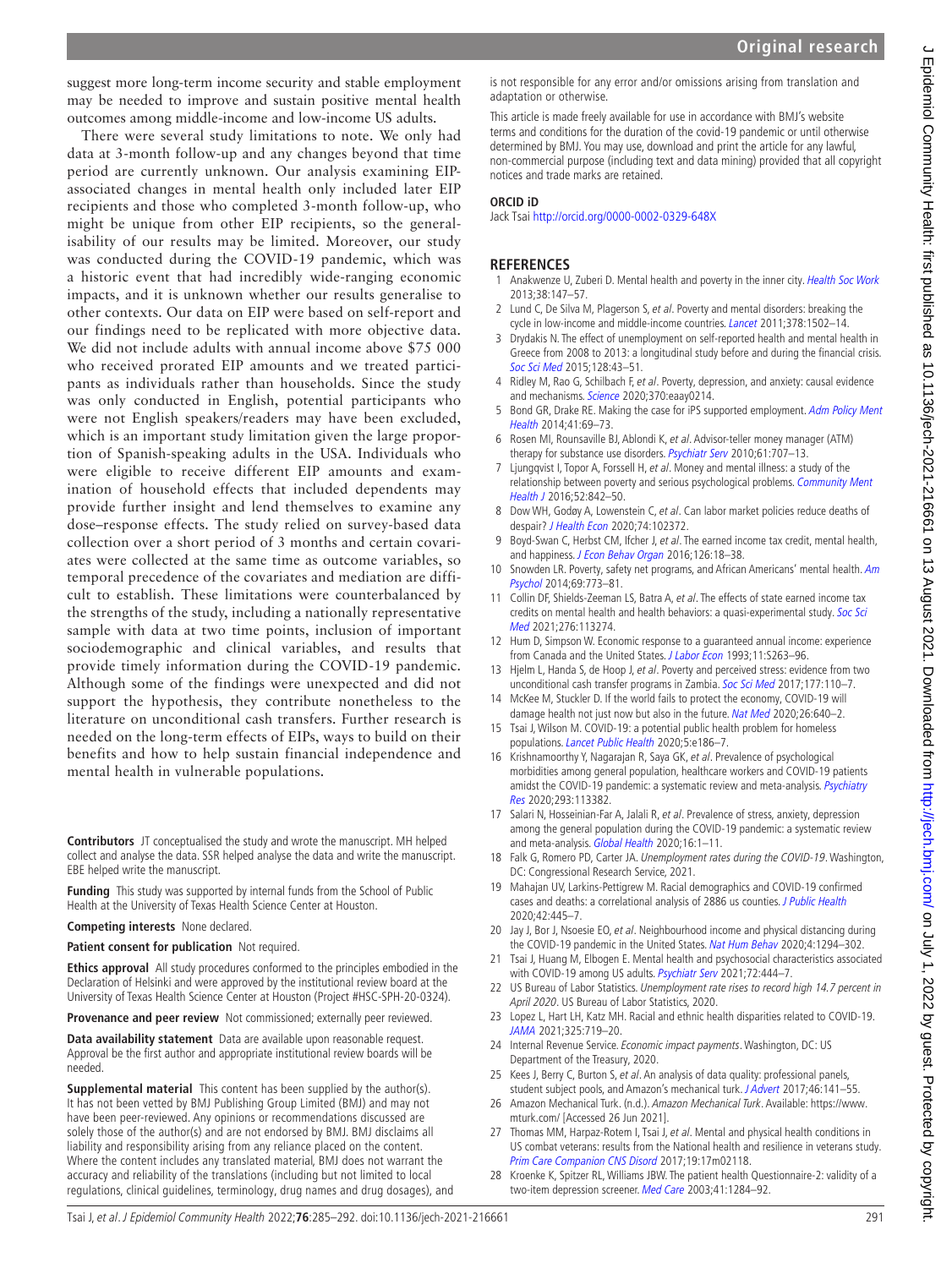suggest more long-term income security and stable employment may be needed to improve and sustain positive mental health outcomes among middle-income and low-income US adults.

There were several study limitations to note. We only had data at 3-month follow-up and any changes beyond that time period are currently unknown. Our analysis examining EIP-associated changes in mental health only included later EIP recipients and those who completed 3-month follow-up, who might be unique from other EIP recipients, so the generalisability of our results may be limited. Moreover, our study was conducted during the COVID-19 pandemic, which was a historic event that had incredibly wide-ranging economic impacts, and it is unknown whether our results generalise to other contexts. Our data on EIP were based on self-report and our findings need to be replicated with more objective data. We did not include adults with annual income above $75 000 who received prorated EIP amounts and we treated participants as individuals rather than households. Since the study was only conducted in English, potential participants who were not English speakers/readers may have been excluded, which is an important study limitation given the large proportion of Spanish-speaking adults in the USA. Individuals who were eligible to receive different EIP amounts and examination of household effects that included dependents may provide further insight and lend themselves to examine any dose–response effects. The study relied on survey-based data collection over a short period of 3 months and certain covariates were collected at the same time as outcome variables, so temporal precedence of the covariates and mediation are difficult to establish. These limitations were counterbalanced by the strengths of the study, including a nationally representative sample with data at two time points, inclusion of important sociodemographic and clinical variables, and results that provide timely information during the COVID-19 pandemic. Although some of the findings were unexpected and did not support the hypothesis, they contribute nonetheless to the literature on unconditional cash transfers. Further research is needed on the long-term effects of EIPs, ways to build on their benefits and how to help sustain financial independence and mental health in vulnerable populations.

**Contributors** JT conceptualised the study and wrote the manuscript. MH helped collect and analyse the data. SSR helped analyse the data and write the manuscript. EBE helped write the manuscript.

**Funding** This study was supported by internal funds from the School of Public Health at the University of Texas Health Science Center at Houston.

**Competing interests** None declared.

**Patient consent for publication** Not required.

**Ethics approval** All study procedures conformed to the principles embodied in the Declaration of Helsinki and were approved by the institutional review board at the University of Texas Health Science Center at Houston (Project #HSC-SPH-20-0324).

**Provenance and peer review** Not commissioned; externally peer reviewed.

**Data availability statement** Data are available upon reasonable request. Approval be the first author and appropriate institutional review boards will be needed.

**Supplemental material** This content has been supplied by the author(s). It has not been vetted by BMJ Publishing Group Limited (BMJ) and may not have been peer-reviewed. Any opinions or recommendations discussed are solely those of the author(s) and are not endorsed by BMJ. BMJ disclaims all liability and responsibility arising from any reliance placed on the content. Where the content includes any translated material, BMJ does not warrant the accuracy and reliability of the translations (including but not limited to local regulations, clinical guidelines, terminology, drug names and drug dosages), and is not responsible for any error and/or omissions arising from translation and adaptation or otherwise.

This article is made freely available for use in accordance with BMJ's website terms and conditions for the duration of the covid-19 pandemic or until otherwise determined by BMJ. You may use, download and print the article for any lawful, non-commercial purpose (including text and data mining) provided that all copyright notices and trade marks are retained.

**ORCID iD**

Jack Tsai http://orcid.org/0000-0002-0329-648X

## REFERENCES

1. Anakwenze U, Zuberi D. Mental health and poverty in the inner city. *Health Soc Work* 2013;38:147–57.
2. Lund C, De Silva M, Plagerson S, *et al*. Poverty and mental disorders: breaking the cycle in low-income and middle-income countries. *Lancet* 2011;378:1502–14.
3. Drydakis N. The effect of unemployment on self-reported health and mental health in Greece from 2008 to 2013: a longitudinal study before and during the financial crisis. *Soc Sci Med* 2015;128:43–51.
4. Ridley M, Rao G, Schilbach F, *et al*. Poverty, depression, and anxiety: causal evidence and mechanisms. *Science* 2020;370:eaay0214.
5. Bond GR, Drake RE. Making the case for iPS supported employment. *Adm Policy Ment Health* 2014;41:69–73.
6. Rosen MI, Rounsaville BJ, Ablondi K, *et al*. Advisor-teller money manager (ATM) therapy for substance use disorders. *Psychiatr Serv* 2010;61:707–13.
7. Ljungqvist I, Topor A, Forssell H, *et al*. Money and mental illness: a study of the relationship between poverty and serious psychological problems. *Community Ment Health J* 2016;52:842–50.
8. Dow WH, Godøy A, Lowenstein C, *et al*. Can labor market policies reduce deaths of despair? *J Health Econ* 2020;74:102372.
9. Boyd-Swan C, Herbst CM, Ifcher J, *et al*. The earned income tax credit, mental health, and happiness. *J Econ Behav Organ* 2016;126:18–38.
10. Snowden LR. Poverty, safety net programs, and African Americans' mental health. *Am Psychol* 2014;69:773–81.
11. Collin DF, Shields-Zeeman LS, Batra A, *et al*. The effects of state earned income tax credits on mental health and health behaviors: a quasi-experimental study. *Soc Sci Med* 2021;276:113274.
12. Hum D, Simpson W. Economic response to a guaranteed annual income: experience from Canada and the United States. *J Labor Econ* 1993;11:S263–96.
13. Hjelm L, Handa S, de Hoop J, *et al*. Poverty and perceived stress: evidence from two unconditional cash transfer programs in Zambia. *Soc Sci Med* 2017;177:110–7.
14. McKee M, Stuckler D. If the world fails to protect the economy, COVID-19 will damage health not just now but also in the future. *Nat Med* 2020;26:640–2.
15. Tsai J, Wilson M. COVID-19: a potential public health problem for homeless populations. *Lancet Public Health* 2020;5:e186–7.
16. Krishnamoorthy Y, Nagarajan R, Saya GK, *et al*. Prevalence of psychological morbidities among general population, healthcare workers and COVID-19 patients amidst the COVID-19 pandemic: a systematic review and meta-analysis. *Psychiatry Res* 2020;293:113382.
17. Salari N, Hosseinian-Far A, Jalali R, *et al*. Prevalence of stress, anxiety, depression among the general population during the COVID-19 pandemic: a systematic review and meta-analysis. *Global Health* 2020;16:1–11.
18. Falk G, Romero PD, Carter JA. *Unemployment rates during the COVID-19*. Washington, DC: Congressional Research Service, 2021.
19. Mahajan UV, Larkins-Pettigrew M. Racial demographics and COVID-19 confirmed cases and deaths: a correlational analysis of 2886 us counties. *J Public Health* 2020;42:445–7.
20. Jay J, Bor J, Nsoesie EO, *et al*. Neighbourhood income and physical distancing during the COVID-19 pandemic in the United States. *Nat Hum Behav* 2020;4:1294–302.
21. Tsai J, Huang M, Elbogen E. Mental health and psychosocial characteristics associated with COVID-19 among US adults. *Psychiatr Serv* 2021;72:444–7.
22. US Bureau of Labor Statistics. *Unemployment rate rises to record high 14.7 percent in April 2020*. US Bureau of Labor Statistics, 2020.
23. Lopez L, Hart LH, Katz MH. Racial and ethnic health disparities related to COVID-19. *JAMA* 2021;325:719–20.
24. Internal Revenue Service. *Economic impact payments*. Washington, DC: US Department of the Treasury, 2020.
25. Kees J, Berry C, Burton S, *et al*. An analysis of data quality: professional panels, student subject pools, and Amazon's mechanical turk. *J Advert* 2017;46:141–55.
26. Amazon Mechanical Turk. (n.d.). *Amazon Mechanical Turk*. Available: https://www.mturk.com/ [Accessed 26 Jun 2021].
27. Thomas MM, Harpaz-Rotem I, Tsai J, *et al*. Mental and physical health conditions in US combat veterans: results from the National health and resilience in veterans study. *Prim Care Companion CNS Disord* 2017;19:17m02118.
28. Kroenke K, Spitzer RL, Williams JBW. The patient health Questionnaire-2: validity of a two-item depression screener. *Med Care* 2003;41:1284–92.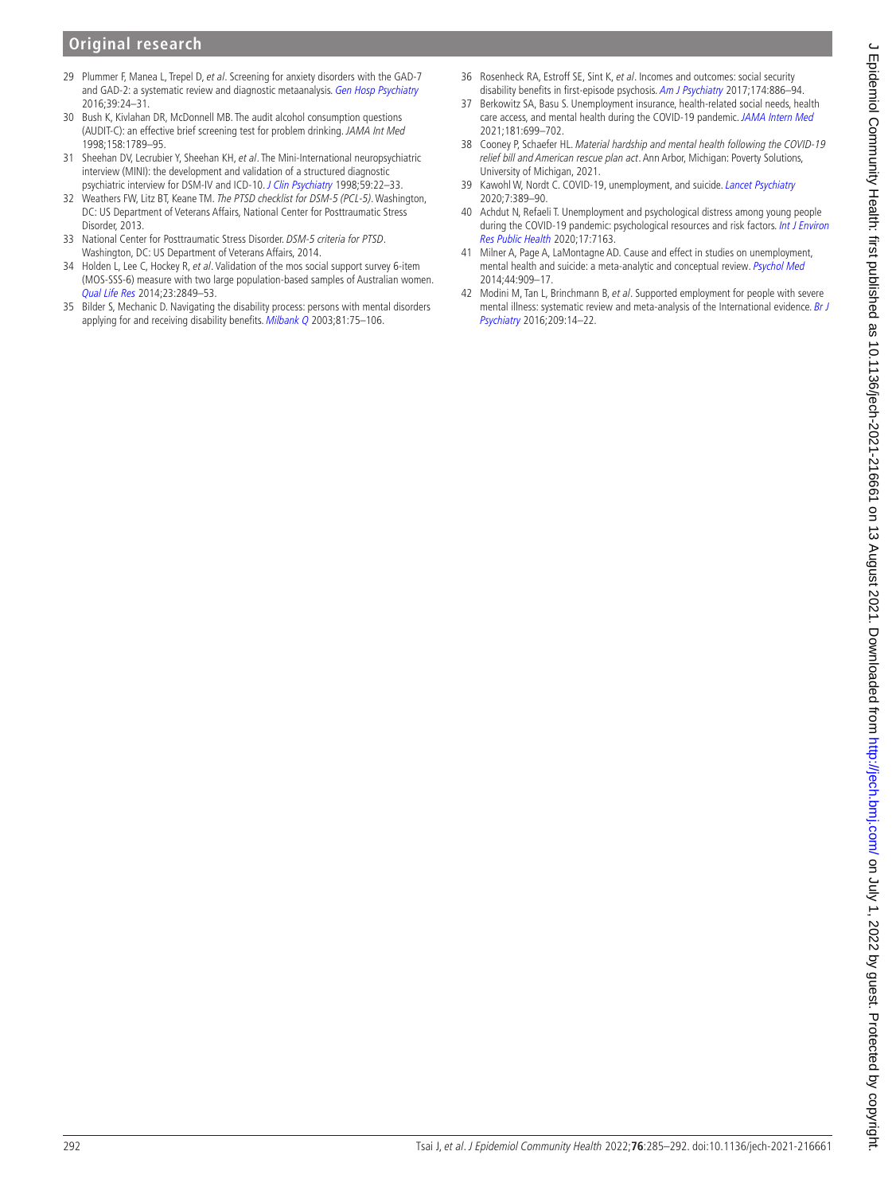29 Plummer F, Manea L, Trepel D, *et al*. Screening for anxiety disorders with the GAD-7 and GAD-2: a systematic review and diagnostic metaanalysis. *Gen Hosp Psychiatry* 2016;39:24–31.

30 Bush K, Kivlahan DR, McDonnell MB. The audit alcohol consumption questions (AUDIT-C): an effective brief screening test for problem drinking. *JAMA Int Med* 1998;158:1789–95.

31 Sheehan DV, Lecrubier Y, Sheehan KH, *et al*. The Mini-International neuropsychiatric interview (MINI): the development and validation of a structured diagnostic psychiatric interview for DSM-IV and ICD-10. *J Clin Psychiatry* 1998;59:22–33.

32 Weathers FW, Litz BT, Keane TM. *The PTSD checklist for DSM-5 (PCL-5)*. Washington, DC: US Department of Veterans Affairs, National Center for Posttraumatic Stress Disorder, 2013.

33 National Center for Posttraumatic Stress Disorder. *DSM-5 criteria for PTSD*. Washington, DC: US Department of Veterans Affairs, 2014.

34 Holden L, Lee C, Hockey R, *et al*. Validation of the mos social support survey 6-item (MOS-SSS-6) measure with two large population-based samples of Australian women. *Qual Life Res* 2014;23:2849–53.

35 Bilder S, Mechanic D. Navigating the disability process: persons with mental disorders applying for and receiving disability benefits. *Milbank Q* 2003;81:75–106.

36 Rosenheck RA, Estroff SE, Sint K, *et al*. Incomes and outcomes: social security disability benefits in first-episode psychosis. *Am J Psychiatry* 2017;174:886–94.

37 Berkowitz SA, Basu S. Unemployment insurance, health-related social needs, health care access, and mental health during the COVID-19 pandemic. *JAMA Intern Med* 2021;181:699–702.

38 Cooney P, Schaefer HL. *Material hardship and mental health following the COVID-19 relief bill and American rescue plan act*. Ann Arbor, Michigan: Poverty Solutions, University of Michigan, 2021.

39 Kawohl W, Nordt C. COVID-19, unemployment, and suicide. *Lancet Psychiatry* 2020;7:389–90.

40 Achdut N, Refaeli T. Unemployment and psychological distress among young people during the COVID-19 pandemic: psychological resources and risk factors. *Int J Environ Res Public Health* 2020;17:7163.

41 Milner A, Page A, LaMontagne AD. Cause and effect in studies on unemployment, mental health and suicide: a meta-analytic and conceptual review. *Psychol Med* 2014;44:909–17.

42 Modini M, Tan L, Brinchmann B, *et al*. Supported employment for people with severe mental illness: systematic review and meta-analysis of the International evidence. *Br J Psychiatry* 2016;209:14–22.